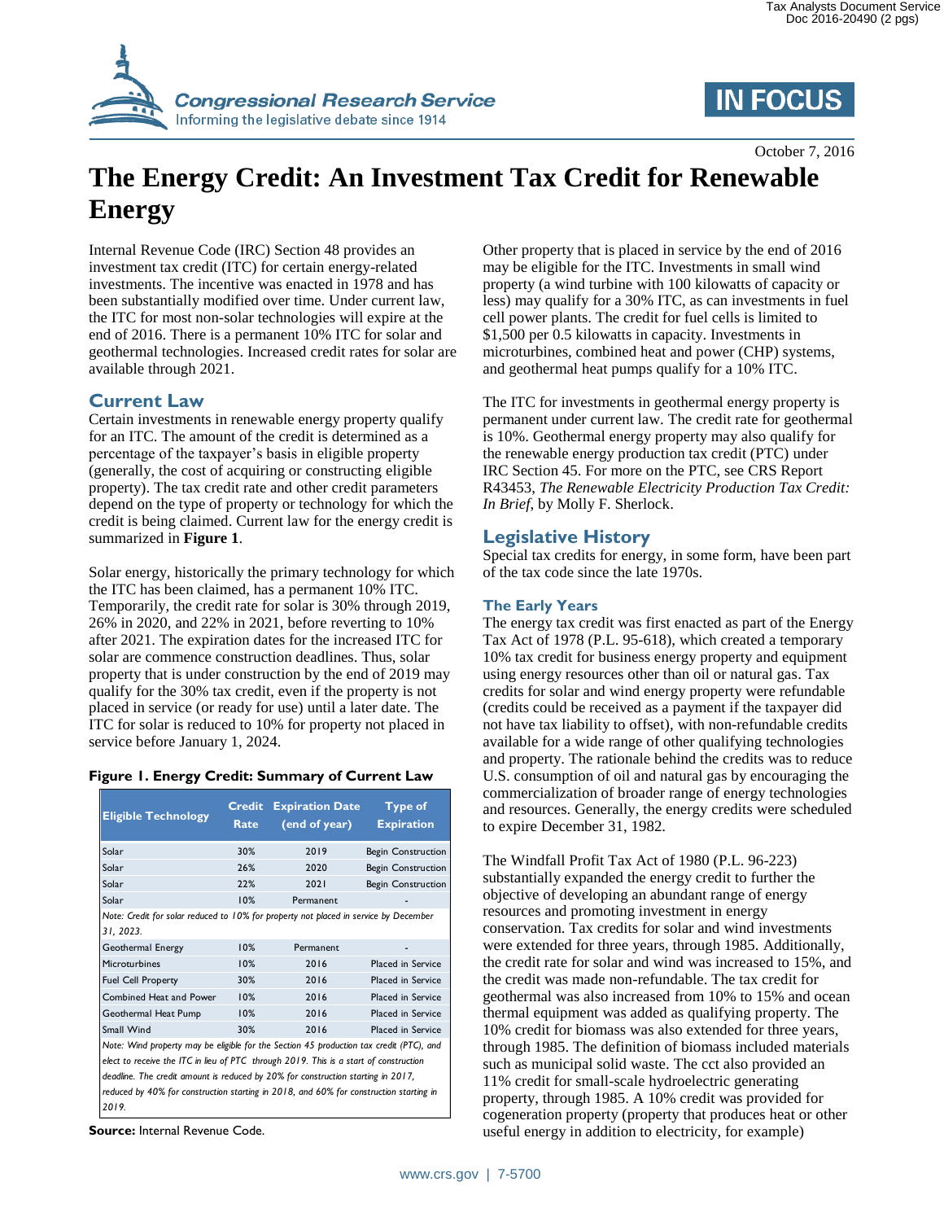# The Energy Credit: An Investment Tax Credit for Renewable Energy

October 7, 2016

Internal Revenue Code (IRC) Section 48 provides an investment tax credit (ITC) for certain energy-related investments. The incentive was enacted in 1978 and has been substantially modified over time. Under current law, the ITC for most non-solar technologies will expire at the end of 2016. There is a permanent 10% ITC for solar and geothermal technologies. Increased credit rates for solar are available through 2021.

## Current Law

Certain investments in renewable energy property qualify for an ITC. The amount of the credit is determined as a percentage of the taxpayer's basis in eligible property (generally, the cost of acquiring or constructing eligible property). The tax credit rate and other credit parameters depend on the type of property or technology for which the credit is being claimed. Current law for the energy credit is summarized in **Figure 1**.

Solar energy, historically the primary technology for which the ITC has been claimed, has a permanent 10% ITC. Temporarily, the credit rate for solar is 30% through 2019, 26% in 2020, and 22% in 2021, before reverting to 10% after 2021. The expiration dates for the increased ITC for solar are commence construction deadlines. Thus, solar property that is under construction by the end of 2019 may qualify for the 30% tax credit, even if the property is not placed in service (or ready for use) until a later date. The ITC for solar is reduced to 10% for property not placed in service before January 1, 2024.

**Figure 1. Energy Credit: Summary of Current Law**

| Eligible Technology | Credit Rate | Expiration Date (end of year) | Type of Expiration |
|---|---|---|---|
| Solar | 30% | 2019 | Begin Construction |
| Solar | 26% | 2020 | Begin Construction |
| Solar | 22% | 2021 | Begin Construction |
| Solar | 10% | Permanent | - |
| *Note: Credit for solar reduced to 10% for property not placed in service by December 31, 2023.* | | | |
| Geothermal Energy | 10% | Permanent | - |
| Microturbines | 10% | 2016 | Placed in Service |
| Fuel Cell Property | 30% | 2016 | Placed in Service |
| Combined Heat and Power | 10% | 2016 | Placed in Service |
| Geothermal Heat Pump | 10% | 2016 | Placed in Service |
| Small Wind | 30% | 2016 | Placed in Service |
| *Note: Wind property may be eligible for the Section 45 production tax credit (PTC), and elect to receive the ITC in lieu of PTC through 2019. This is a start of construction deadline. The credit amount is reduced by 20% for construction starting in 2017, reduced by 40% for construction starting in 2018, and 60% for construction starting in 2019.* | | | |

**Source:** Internal Revenue Code.

Other property that is placed in service by the end of 2016 may be eligible for the ITC. Investments in small wind property (a wind turbine with 100 kilowatts of capacity or less) may qualify for a 30% ITC, as can investments in fuel cell power plants. The credit for fuel cells is limited to $1,500 per 0.5 kilowatts in capacity. Investments in microturbines, combined heat and power (CHP) systems, and geothermal heat pumps qualify for a 10% ITC.

The ITC for investments in geothermal energy property is permanent under current law. The credit rate for geothermal is 10%. Geothermal energy property may also qualify for the renewable energy production tax credit (PTC) under IRC Section 45. For more on the PTC, see CRS Report R43453, *The Renewable Electricity Production Tax Credit: In Brief*, by Molly F. Sherlock.

## Legislative History

Special tax credits for energy, in some form, have been part of the tax code since the late 1970s.

### The Early Years

The energy tax credit was first enacted as part of the Energy Tax Act of 1978 (P.L. 95-618), which created a temporary 10% tax credit for business energy property and equipment using energy resources other than oil or natural gas. Tax credits for solar and wind energy property were refundable (credits could be received as a payment if the taxpayer did not have tax liability to offset), with non-refundable credits available for a wide range of other qualifying technologies and property. The rationale behind the credits was to reduce U.S. consumption of oil and natural gas by encouraging the commercialization of broader range of energy technologies and resources. Generally, the energy credits were scheduled to expire December 31, 1982.

The Windfall Profit Tax Act of 1980 (P.L. 96-223) substantially expanded the energy credit to further the objective of developing an abundant range of energy resources and promoting investment in energy conservation. Tax credits for solar and wind investments were extended for three years, through 1985. Additionally, the credit rate for solar and wind was increased to 15%, and the credit was made non-refundable. The tax credit for geothermal was also increased from 10% to 15% and ocean thermal equipment was added as qualifying property. The 10% credit for biomass was also extended for three years, through 1985. The definition of biomass included materials such as municipal solid waste. The cct also provided an 11% credit for small-scale hydroelectric generating property, through 1985. A 10% credit was provided for cogeneration property (property that produces heat or other useful energy in addition to electricity, for example)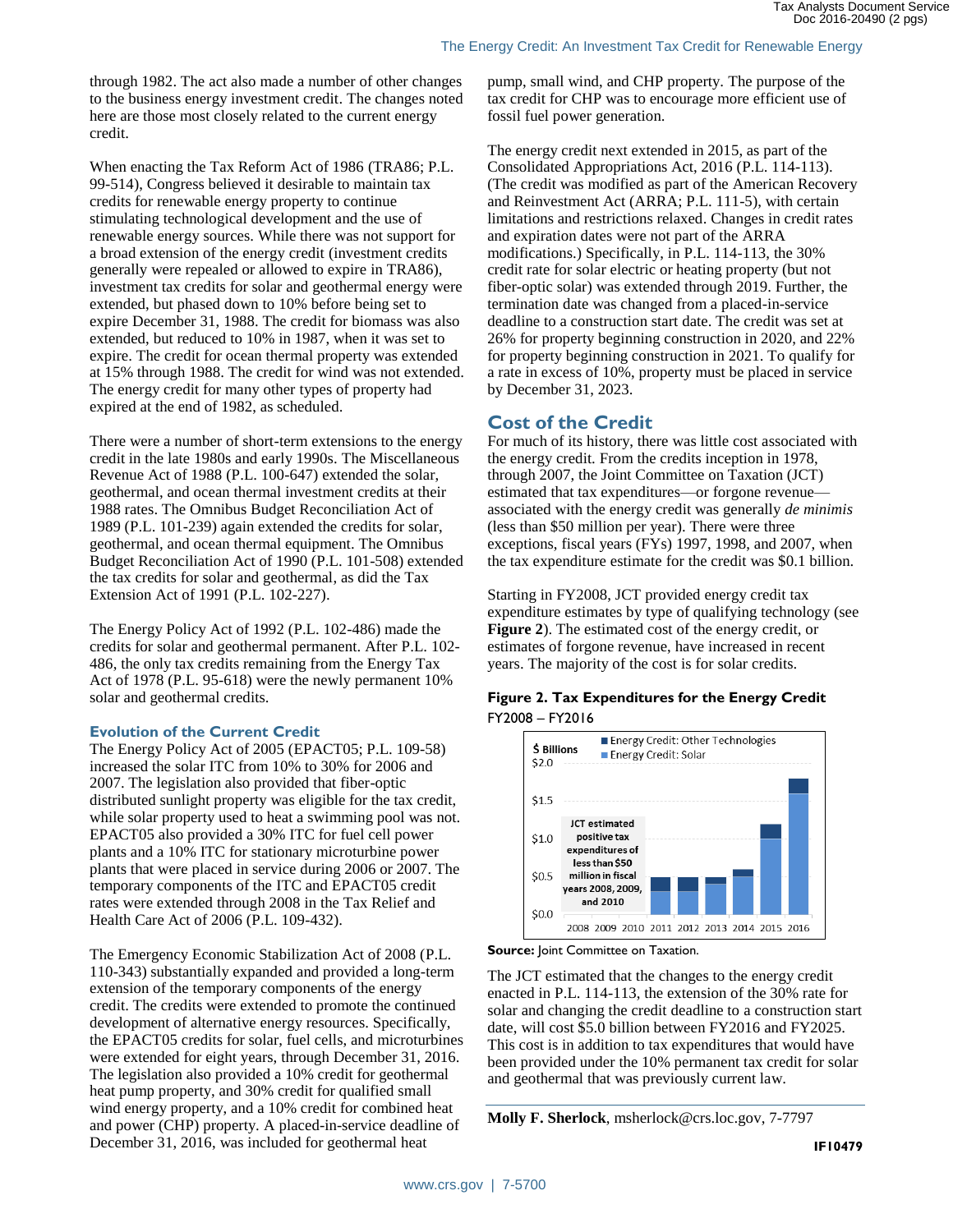through 1982. The act also made a number of other changes to the business energy investment credit. The changes noted here are those most closely related to the current energy credit.

When enacting the Tax Reform Act of 1986 (TRA86; P.L. 99-514), Congress believed it desirable to maintain tax credits for renewable energy property to continue stimulating technological development and the use of renewable energy sources. While there was not support for a broad extension of the energy credit (investment credits generally were repealed or allowed to expire in TRA86), investment tax credits for solar and geothermal energy were extended, but phased down to 10% before being set to expire December 31, 1988. The credit for biomass was also extended, but reduced to 10% in 1987, when it was set to expire. The credit for ocean thermal property was extended at 15% through 1988. The credit for wind was not extended. The energy credit for many other types of property had expired at the end of 1982, as scheduled.

There were a number of short-term extensions to the energy credit in the late 1980s and early 1990s. The Miscellaneous Revenue Act of 1988 (P.L. 100-647) extended the solar, geothermal, and ocean thermal investment credits at their 1988 rates. The Omnibus Budget Reconciliation Act of 1989 (P.L. 101-239) again extended the credits for solar, geothermal, and ocean thermal equipment. The Omnibus Budget Reconciliation Act of 1990 (P.L. 101-508) extended the tax credits for solar and geothermal, as did the Tax Extension Act of 1991 (P.L. 102-227).

The Energy Policy Act of 1992 (P.L. 102-486) made the credits for solar and geothermal permanent. After P.L. 102-486, the only tax credits remaining from the Energy Tax Act of 1978 (P.L. 95-618) were the newly permanent 10% solar and geothermal credits.

### Evolution of the Current Credit

The Energy Policy Act of 2005 (EPACT05; P.L. 109-58) increased the solar ITC from 10% to 30% for 2006 and 2007. The legislation also provided that fiber-optic distributed sunlight property was eligible for the tax credit, while solar property used to heat a swimming pool was not. EPACT05 also provided a 30% ITC for fuel cell power plants and a 10% ITC for stationary microturbine power plants that were placed in service during 2006 or 2007. The temporary components of the ITC and EPACT05 credit rates were extended through 2008 in the Tax Relief and Health Care Act of 2006 (P.L. 109-432).

The Emergency Economic Stabilization Act of 2008 (P.L. 110-343) substantially expanded and provided a long-term extension of the temporary components of the energy credit. The credits were extended to promote the continued development of alternative energy resources. Specifically, the EPACT05 credits for solar, fuel cells, and microturbines were extended for eight years, through December 31, 2016. The legislation also provided a 10% credit for geothermal heat pump property, and 30% credit for qualified small wind energy property, and a 10% credit for combined heat and power (CHP) property. A placed-in-service deadline of December 31, 2016, was included for geothermal heat pump, small wind, and CHP property. The purpose of the tax credit for CHP was to encourage more efficient use of fossil fuel power generation.

The energy credit next extended in 2015, as part of the Consolidated Appropriations Act, 2016 (P.L. 114-113). (The credit was modified as part of the American Recovery and Reinvestment Act (ARRA; P.L. 111-5), with certain limitations and restrictions relaxed. Changes in credit rates and expiration dates were not part of the ARRA modifications.) Specifically, in P.L. 114-113, the 30% credit rate for solar electric or heating property (but not fiber-optic solar) was extended through 2019. Further, the termination date was changed from a placed-in-service deadline to a construction start date. The credit was set at 26% for property beginning construction in 2020, and 22% for property beginning construction in 2021. To qualify for a rate in excess of 10%, property must be placed in service by December 31, 2023.

## Cost of the Credit

For much of its history, there was little cost associated with the energy credit. From the credits inception in 1978, through 2007, the Joint Committee on Taxation (JCT) estimated that tax expenditures—or forgone revenue—associated with the energy credit was generally *de minimis* (less than $50 million per year). There were three exceptions, fiscal years (FYs) 1997, 1998, and 2007, when the tax expenditure estimate for the credit was $0.1 billion.

Starting in FY2008, JCT provided energy credit tax expenditure estimates by type of qualifying technology (see **Figure 2**). The estimated cost of the energy credit, or estimates of forgone revenue, have increased in recent years. The majority of the cost is for solar credits.

**Figure 2. Tax Expenditures for the Energy Credit**
FY2008 – FY2016

$ Billions
Energy Credit: Other Technologies
Energy Credit: Solar
$2.0
$1.5
$1.0
$0.5
$0.0
JCT estimated positive tax expenditures of less than $50 million in fiscal years 2008, 2009, and 2010
2008 2009 2010 2011 2012 2013 2014 2015 2016

**Source:** Joint Committee on Taxation.

The JCT estimated that the changes to the energy credit enacted in P.L. 114-113, the extension of the 30% rate for solar and changing the credit deadline to a construction start date, will cost $5.0 billion between FY2016 and FY2025. This cost is in addition to tax expenditures that would have been provided under the 10% permanent tax credit for solar and geothermal that was previously current law.

**Molly F. Sherlock**, msherlock@crs.loc.gov, 7-7797

**IF10479**